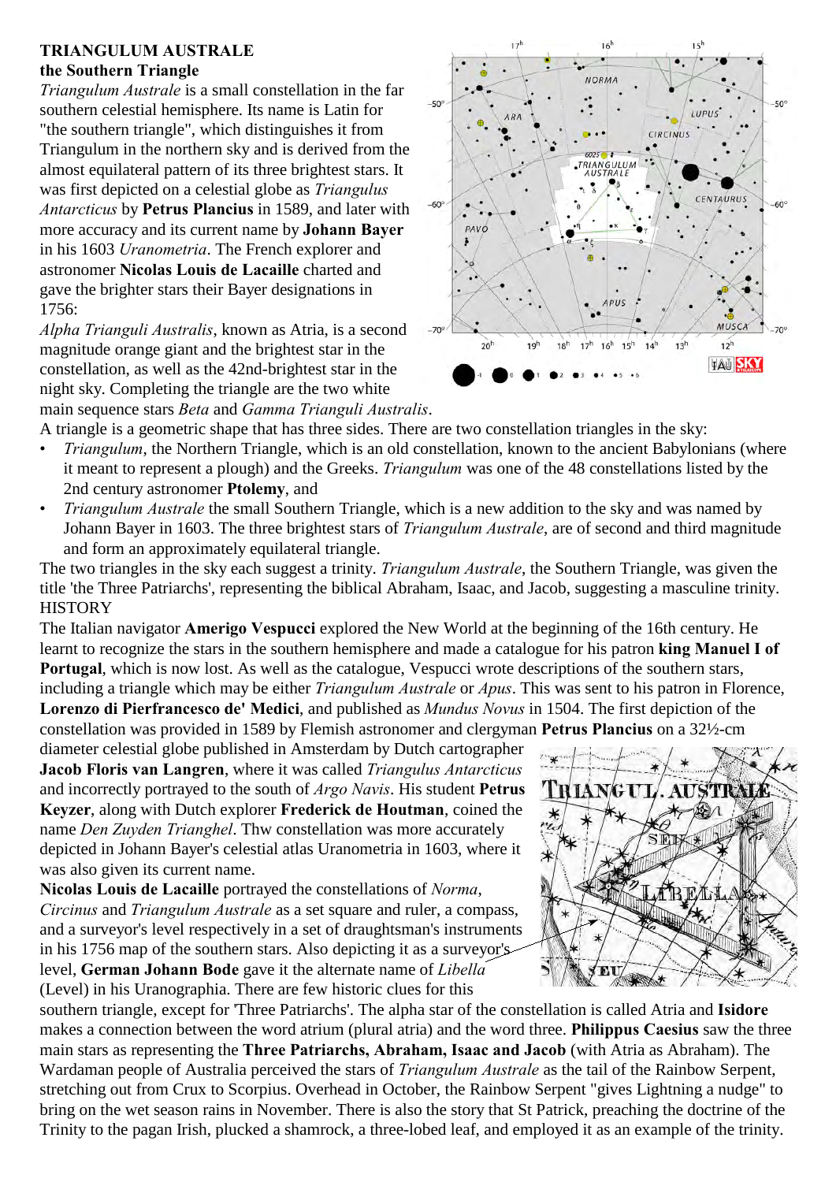**TRIANGULUM AUSTRALE**
**the Southern Triangle**

*Triangulum Australe* is a small constellation in the far southern celestial hemisphere. Its name is Latin for "the southern triangle", which distinguishes it from Triangulum in the northern sky and is derived from the almost equilateral pattern of its three brightest stars. It was first depicted on a celestial globe as *Triangulus Antarcticus* by **Petrus Plancius** in 1589, and later with more accuracy and its current name by **Johann Bayer** in his 1603 *Uranometria*. The French explorer and astronomer **Nicolas Louis de Lacaille** charted and gave the brighter stars their Bayer designations in 1756:

*Alpha Trianguli Australis*, known as Atria, is a second magnitude orange giant and the brightest star in the constellation, as well as the 42nd-brightest star in the night sky. Completing the triangle are the two white main sequence stars *Beta* and *Gamma Trianguli Australis*.

A triangle is a geometric shape that has three sides. There are two constellation triangles in the sky:

- *Triangulum*, the Northern Triangle, which is an old constellation, known to the ancient Babylonians (where it meant to represent a plough) and the Greeks. *Triangulum* was one of the 48 constellations listed by the 2nd century astronomer **Ptolemy**, and
- *Triangulum Australe* the small Southern Triangle, which is a new addition to the sky and was named by Johann Bayer in 1603. The three brightest stars of *Triangulum Australe*, are of second and third magnitude and form an approximately equilateral triangle.

The two triangles in the sky each suggest a trinity. *Triangulum Australe*, the Southern Triangle, was given the title 'the Three Patriarchs', representing the biblical Abraham, Isaac, and Jacob, suggesting a masculine trinity.

HISTORY

The Italian navigator **Amerigo Vespucci** explored the New World at the beginning of the 16th century. He learnt to recognize the stars in the southern hemisphere and made a catalogue for his patron **king Manuel I of Portugal**, which is now lost. As well as the catalogue, Vespucci wrote descriptions of the southern stars, including a triangle which may be either *Triangulum Australe* or *Apus*. This was sent to his patron in Florence, **Lorenzo di Pierfrancesco de' Medici**, and published as *Mundus Novus* in 1504. The first depiction of the constellation was provided in 1589 by Flemish astronomer and clergyman **Petrus Plancius** on a 32½-cm diameter celestial globe published in Amsterdam by Dutch cartographer **Jacob Floris van Langren**, where it was called *Triangulus Antarcticus* and incorrectly portrayed to the south of *Argo Navis*. His student **Petrus Keyzer**, along with Dutch explorer **Frederick de Houtman**, coined the name *Den Zuyden Trianghel*. Thw constellation was more accurately depicted in Johann Bayer's celestial atlas Uranometria in 1603, where it was also given its current name.

**Nicolas Louis de Lacaille** portrayed the constellations of *Norma*, *Circinus* and *Triangulum Australe* as a set square and ruler, a compass, and a surveyor's level respectively in a set of draughtsman's instruments in his 1756 map of the southern stars. Also depicting it as a surveyor's level, **German Johann Bode** gave it the alternate name of *Libella* (Level) in his Uranographia. There are few historic clues for this southern triangle, except for 'Three Patriarchs'. The alpha star of the constellation is called Atria and **Isidore** makes a connection between the word atrium (plural atria) and the word three. **Philippus Caesius** saw the three main stars as representing the **Three Patriarchs, Abraham, Isaac and Jacob** (with Atria as Abraham). The Wardaman people of Australia perceived the stars of *Triangulum Australe* as the tail of the Rainbow Serpent, stretching out from Crux to Scorpius. Overhead in October, the Rainbow Serpent "gives Lightning a nudge" to bring on the wet season rains in November. There is also the story that St Patrick, preaching the doctrine of the Trinity to the pagan Irish, plucked a shamrock, a three-lobed leaf, and employed it as an example of the trinity.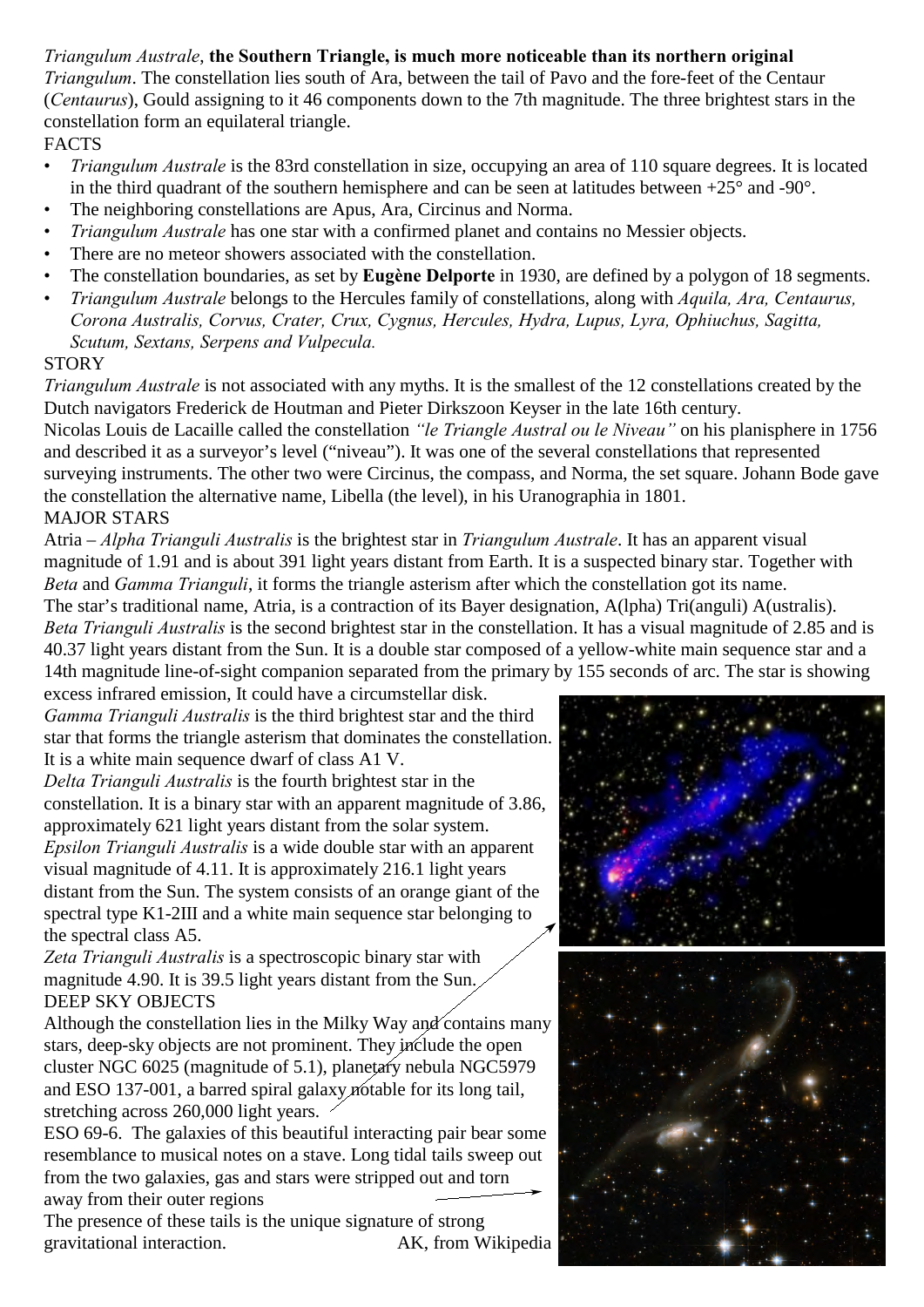*Triangulum Australe*, **the Southern Triangle, is much more noticeable than its northern original** *Triangulum*. The constellation lies south of Ara, between the tail of Pavo and the fore-feet of the Centaur (*Centaurus*), Gould assigning to it 46 components down to the 7th magnitude. The three brightest stars in the constellation form an equilateral triangle.

FACTS

- *Triangulum Australe* is the 83rd constellation in size, occupying an area of 110 square degrees. It is located in the third quadrant of the southern hemisphere and can be seen at latitudes between +25° and -90°.
- The neighboring constellations are Apus, Ara, Circinus and Norma.
- *Triangulum Australe* has one star with a confirmed planet and contains no Messier objects.
- There are no meteor showers associated with the constellation.
- The constellation boundaries, as set by **Eugène Delporte** in 1930, are defined by a polygon of 18 segments.
- *Triangulum Australe* belongs to the Hercules family of constellations, along with *Aquila, Ara, Centaurus, Corona Australis, Corvus, Crater, Crux, Cygnus, Hercules, Hydra, Lupus, Lyra, Ophiuchus, Sagitta, Scutum, Sextans, Serpens and Vulpecula.*

STORY

*Triangulum Australe* is not associated with any myths. It is the smallest of the 12 constellations created by the Dutch navigators Frederick de Houtman and Pieter Dirkszoon Keyser in the late 16th century.

Nicolas Louis de Lacaille called the constellation *"le Triangle Austral ou le Niveau"* on his planisphere in 1756 and described it as a surveyor's level ("niveau"). It was one of the several constellations that represented surveying instruments. The other two were Circinus, the compass, and Norma, the set square. Johann Bode gave the constellation the alternative name, Libella (the level), in his Uranographia in 1801.

MAJOR STARS

Atria – *Alpha Trianguli Australis* is the brightest star in *Triangulum Australe*. It has an apparent visual magnitude of 1.91 and is about 391 light years distant from Earth. It is a suspected binary star. Together with *Beta* and *Gamma Trianguli*, it forms the triangle asterism after which the constellation got its name.

The star's traditional name, Atria, is a contraction of its Bayer designation, A(lpha) Tri(anguli) A(ustralis).

*Beta Trianguli Australis* is the second brightest star in the constellation. It has a visual magnitude of 2.85 and is 40.37 light years distant from the Sun. It is a double star composed of a yellow-white main sequence star and a 14th magnitude line-of-sight companion separated from the primary by 155 seconds of arc. The star is showing excess infrared emission, It could have a circumstellar disk.

*Gamma Trianguli Australis* is the third brightest star and the third star that forms the triangle asterism that dominates the constellation. It is a white main sequence dwarf of class A1 V.

*Delta Trianguli Australis* is the fourth brightest star in the constellation. It is a binary star with an apparent magnitude of 3.86, approximately 621 light years distant from the solar system.

*Epsilon Trianguli Australis* is a wide double star with an apparent visual magnitude of 4.11. It is approximately 216.1 light years distant from the Sun. The system consists of an orange giant of the spectral type K1-2III and a white main sequence star belonging to the spectral class A5.

*Zeta Trianguli Australis* is a spectroscopic binary star with magnitude 4.90. It is 39.5 light years distant from the Sun.

DEEP SKY OBJECTS

Although the constellation lies in the Milky Way and contains many stars, deep-sky objects are not prominent. They include the open cluster NGC 6025 (magnitude of 5.1), planetary nebula NGC5979 and ESO 137-001, a barred spiral galaxy notable for its long tail, stretching across 260,000 light years.

ESO 69-6. The galaxies of this beautiful interacting pair bear some resemblance to musical notes on a stave. Long tidal tails sweep out from the two galaxies, gas and stars were stripped out and torn away from their outer regions

The presence of these tails is the unique signature of strong gravitational interaction.

AK, from Wikipedia